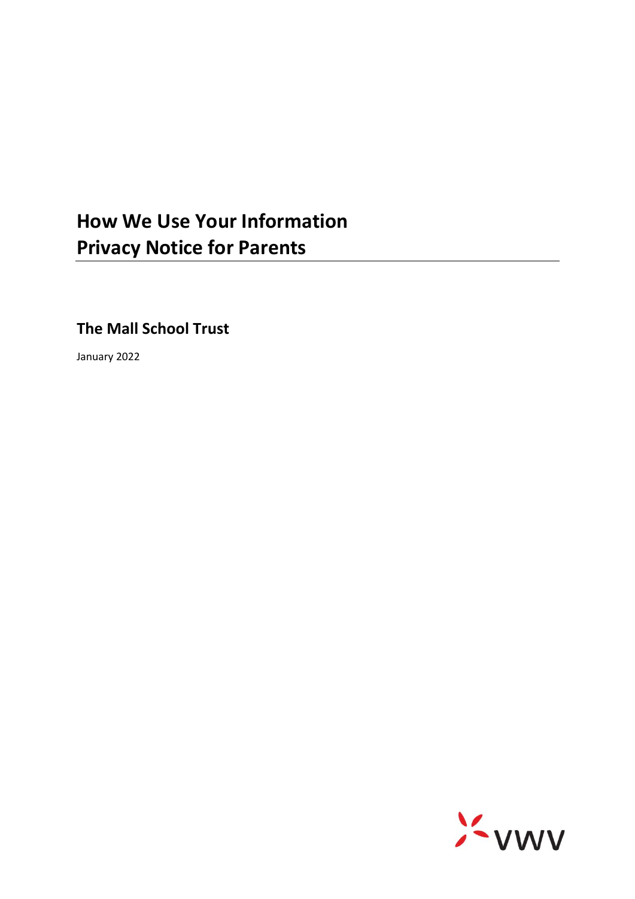# How We Use Your Information
# Privacy Notice for Parents

## The Mall School Trust

January 2022

VWV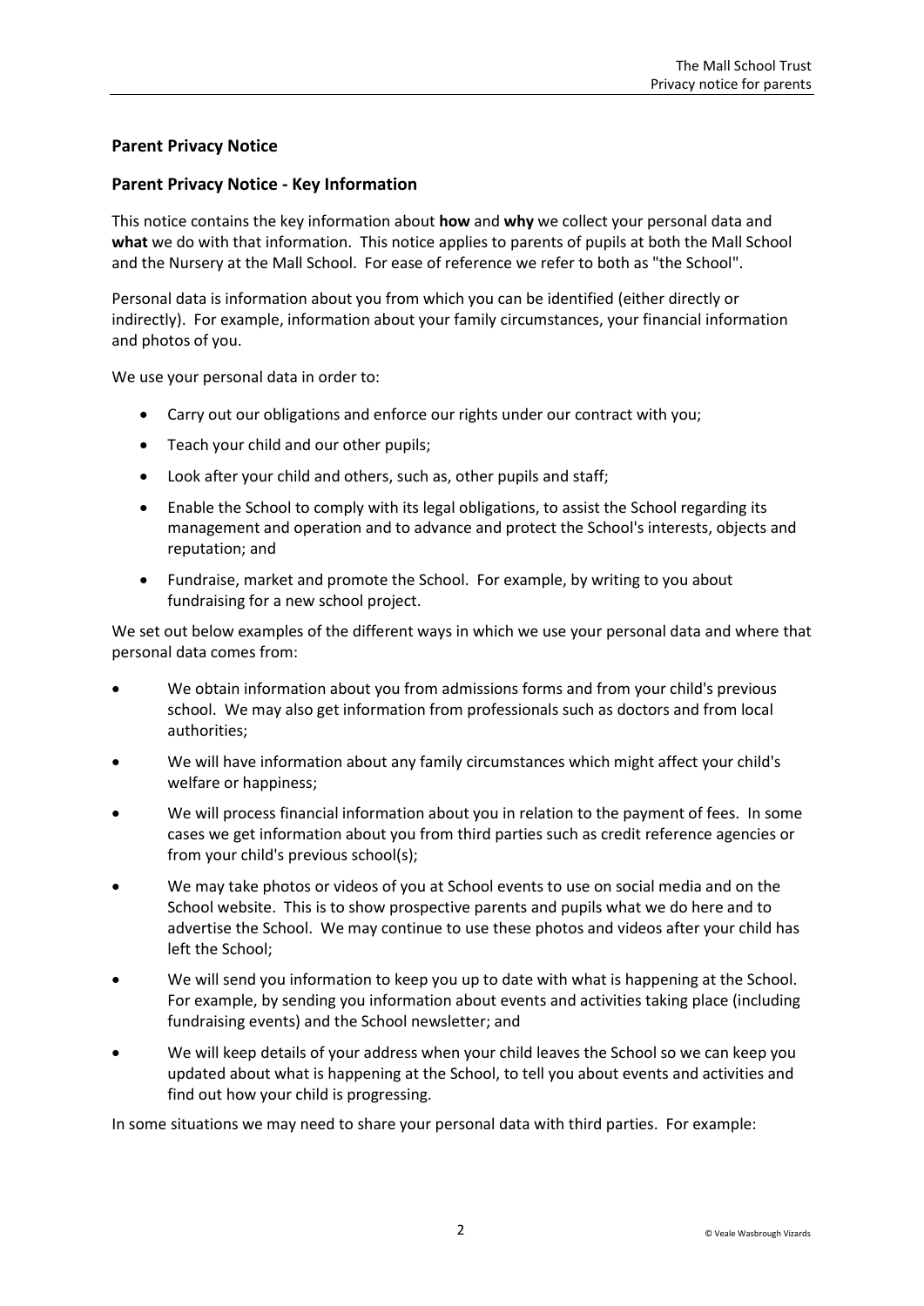## Parent Privacy Notice

## Parent Privacy Notice - Key Information

This notice contains the key information about **how** and **why** we collect your personal data and **what** we do with that information. This notice applies to parents of pupils at both the Mall School and the Nursery at the Mall School. For ease of reference we refer to both as "the School".

Personal data is information about you from which you can be identified (either directly or indirectly). For example, information about your family circumstances, your financial information and photos of you.

We use your personal data in order to:

- Carry out our obligations and enforce our rights under our contract with you;
- Teach your child and our other pupils;
- Look after your child and others, such as, other pupils and staff;
- Enable the School to comply with its legal obligations, to assist the School regarding its management and operation and to advance and protect the School's interests, objects and reputation; and
- Fundraise, market and promote the School. For example, by writing to you about fundraising for a new school project.

We set out below examples of the different ways in which we use your personal data and where that personal data comes from:

- We obtain information about you from admissions forms and from your child's previous school. We may also get information from professionals such as doctors and from local authorities;
- We will have information about any family circumstances which might affect your child's welfare or happiness;
- We will process financial information about you in relation to the payment of fees. In some cases we get information about you from third parties such as credit reference agencies or from your child's previous school(s);
- We may take photos or videos of you at School events to use on social media and on the School website. This is to show prospective parents and pupils what we do here and to advertise the School. We may continue to use these photos and videos after your child has left the School;
- We will send you information to keep you up to date with what is happening at the School. For example, by sending you information about events and activities taking place (including fundraising events) and the School newsletter; and
- We will keep details of your address when your child leaves the School so we can keep you updated about what is happening at the School, to tell you about events and activities and find out how your child is progressing.

In some situations we may need to share your personal data with third parties. For example: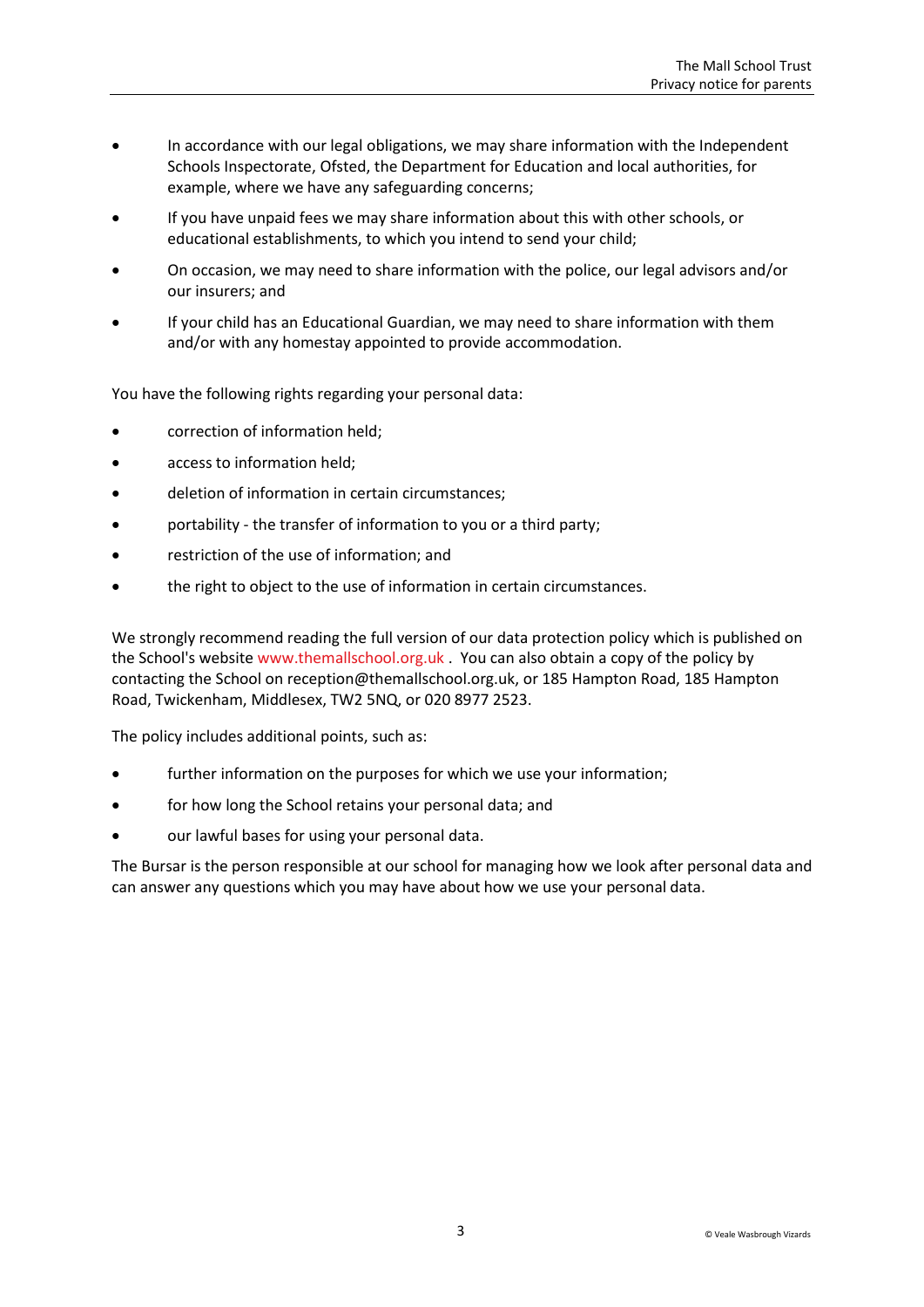- In accordance with our legal obligations, we may share information with the Independent Schools Inspectorate, Ofsted, the Department for Education and local authorities, for example, where we have any safeguarding concerns;
- If you have unpaid fees we may share information about this with other schools, or educational establishments, to which you intend to send your child;
- On occasion, we may need to share information with the police, our legal advisors and/or our insurers; and
- If your child has an Educational Guardian, we may need to share information with them and/or with any homestay appointed to provide accommodation.

You have the following rights regarding your personal data:

- correction of information held;
- access to information held;
- deletion of information in certain circumstances;
- portability - the transfer of information to you or a third party;
- restriction of the use of information; and
- the right to object to the use of information in certain circumstances.

We strongly recommend reading the full version of our data protection policy which is published on the School's website www.themallschool.org.uk . You can also obtain a copy of the policy by contacting the School on reception@themallschool.org.uk, or 185 Hampton Road, 185 Hampton Road, Twickenham, Middlesex, TW2 5NQ, or 020 8977 2523.

The policy includes additional points, such as:

- further information on the purposes for which we use your information;
- for how long the School retains your personal data; and
- our lawful bases for using your personal data.

The Bursar is the person responsible at our school for managing how we look after personal data and can answer any questions which you may have about how we use your personal data.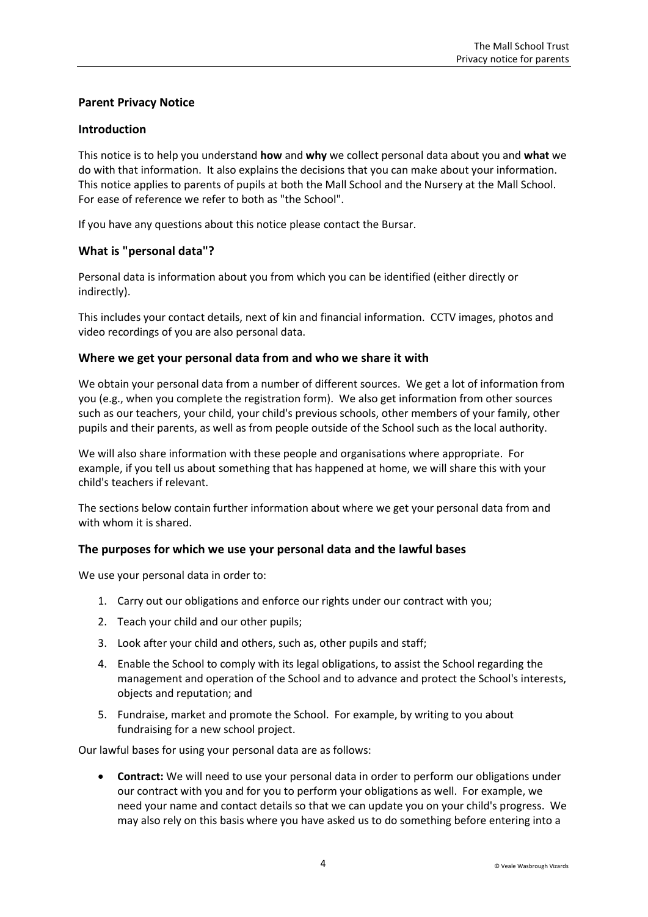## Parent Privacy Notice

### Introduction

This notice is to help you understand **how** and **why** we collect personal data about you and **what** we do with that information. It also explains the decisions that you can make about your information. This notice applies to parents of pupils at both the Mall School and the Nursery at the Mall School. For ease of reference we refer to both as "the School".

If you have any questions about this notice please contact the Bursar.

### What is "personal data"?

Personal data is information about you from which you can be identified (either directly or indirectly).

This includes your contact details, next of kin and financial information. CCTV images, photos and video recordings of you are also personal data.

### Where we get your personal data from and who we share it with

We obtain your personal data from a number of different sources. We get a lot of information from you (e.g., when you complete the registration form). We also get information from other sources such as our teachers, your child, your child's previous schools, other members of your family, other pupils and their parents, as well as from people outside of the School such as the local authority.

We will also share information with these people and organisations where appropriate. For example, if you tell us about something that has happened at home, we will share this with your child's teachers if relevant.

The sections below contain further information about where we get your personal data from and with whom it is shared.

### The purposes for which we use your personal data and the lawful bases

We use your personal data in order to:

1. Carry out our obligations and enforce our rights under our contract with you;
2. Teach your child and our other pupils;
3. Look after your child and others, such as, other pupils and staff;
4. Enable the School to comply with its legal obligations, to assist the School regarding the management and operation of the School and to advance and protect the School's interests, objects and reputation; and
5. Fundraise, market and promote the School. For example, by writing to you about fundraising for a new school project.

Our lawful bases for using your personal data are as follows:

- **Contract:** We will need to use your personal data in order to perform our obligations under our contract with you and for you to perform your obligations as well. For example, we need your name and contact details so that we can update you on your child's progress. We may also rely on this basis where you have asked us to do something before entering into a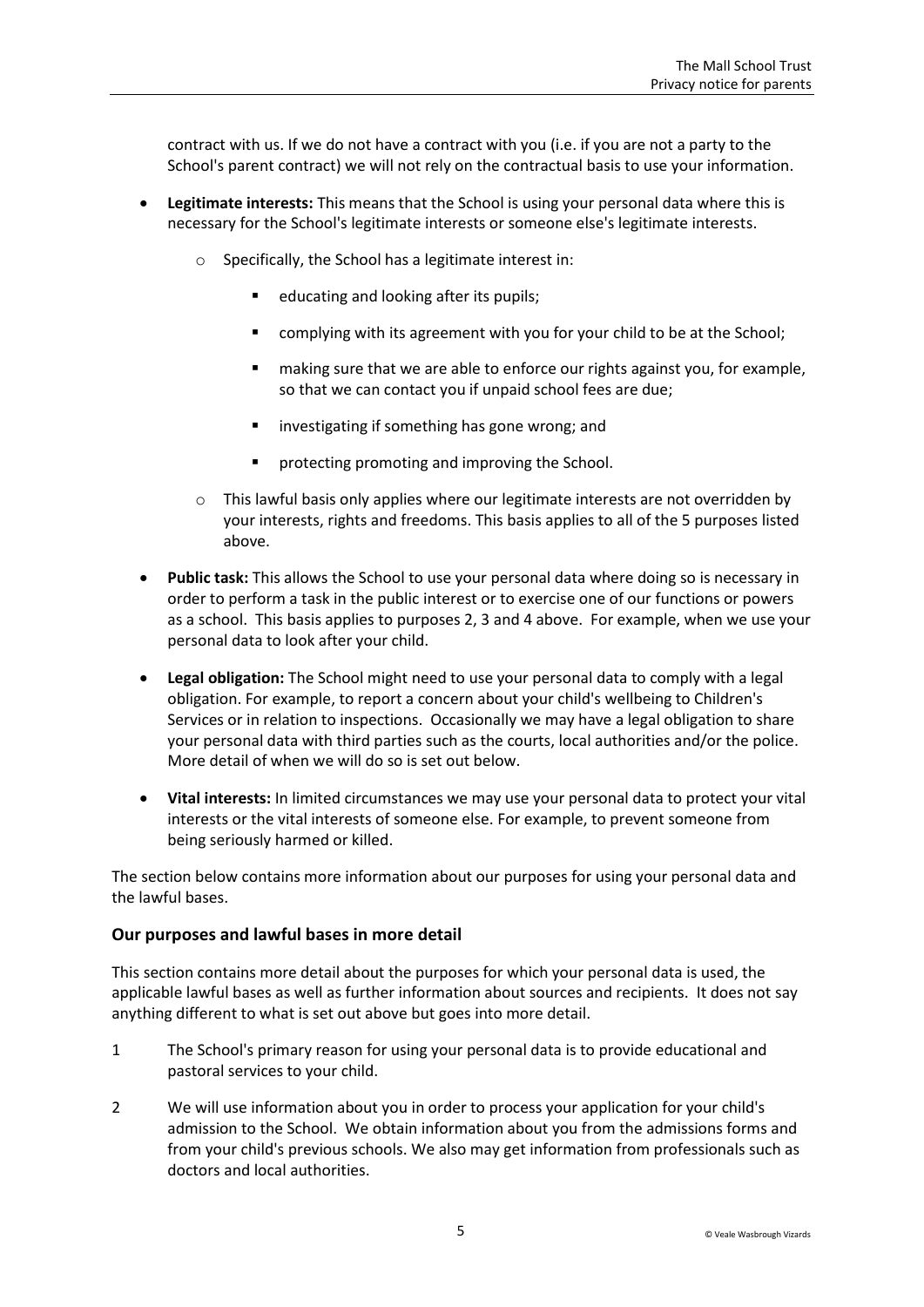contract with us. If we do not have a contract with you (i.e. if you are not a party to the School's parent contract) we will not rely on the contractual basis to use your information.

- **Legitimate interests:** This means that the School is using your personal data where this is necessary for the School's legitimate interests or someone else's legitimate interests.
    - Specifically, the School has a legitimate interest in:
        - educating and looking after its pupils;
        - complying with its agreement with you for your child to be at the School;
        - making sure that we are able to enforce our rights against you, for example, so that we can contact you if unpaid school fees are due;
        - investigating if something has gone wrong; and
        - protecting promoting and improving the School.
    - This lawful basis only applies where our legitimate interests are not overridden by your interests, rights and freedoms. This basis applies to all of the 5 purposes listed above.
- **Public task:** This allows the School to use your personal data where doing so is necessary in order to perform a task in the public interest or to exercise one of our functions or powers as a school. This basis applies to purposes 2, 3 and 4 above. For example, when we use your personal data to look after your child.
- **Legal obligation:** The School might need to use your personal data to comply with a legal obligation. For example, to report a concern about your child's wellbeing to Children's Services or in relation to inspections. Occasionally we may have a legal obligation to share your personal data with third parties such as the courts, local authorities and/or the police. More detail of when we will do so is set out below.
- **Vital interests:** In limited circumstances we may use your personal data to protect your vital interests or the vital interests of someone else. For example, to prevent someone from being seriously harmed or killed.

The section below contains more information about our purposes for using your personal data and the lawful bases.

### Our purposes and lawful bases in more detail

This section contains more detail about the purposes for which your personal data is used, the applicable lawful bases as well as further information about sources and recipients. It does not say anything different to what is set out above but goes into more detail.

1 The School's primary reason for using your personal data is to provide educational and pastoral services to your child.

2 We will use information about you in order to process your application for your child's admission to the School. We obtain information about you from the admissions forms and from your child's previous schools. We also may get information from professionals such as doctors and local authorities.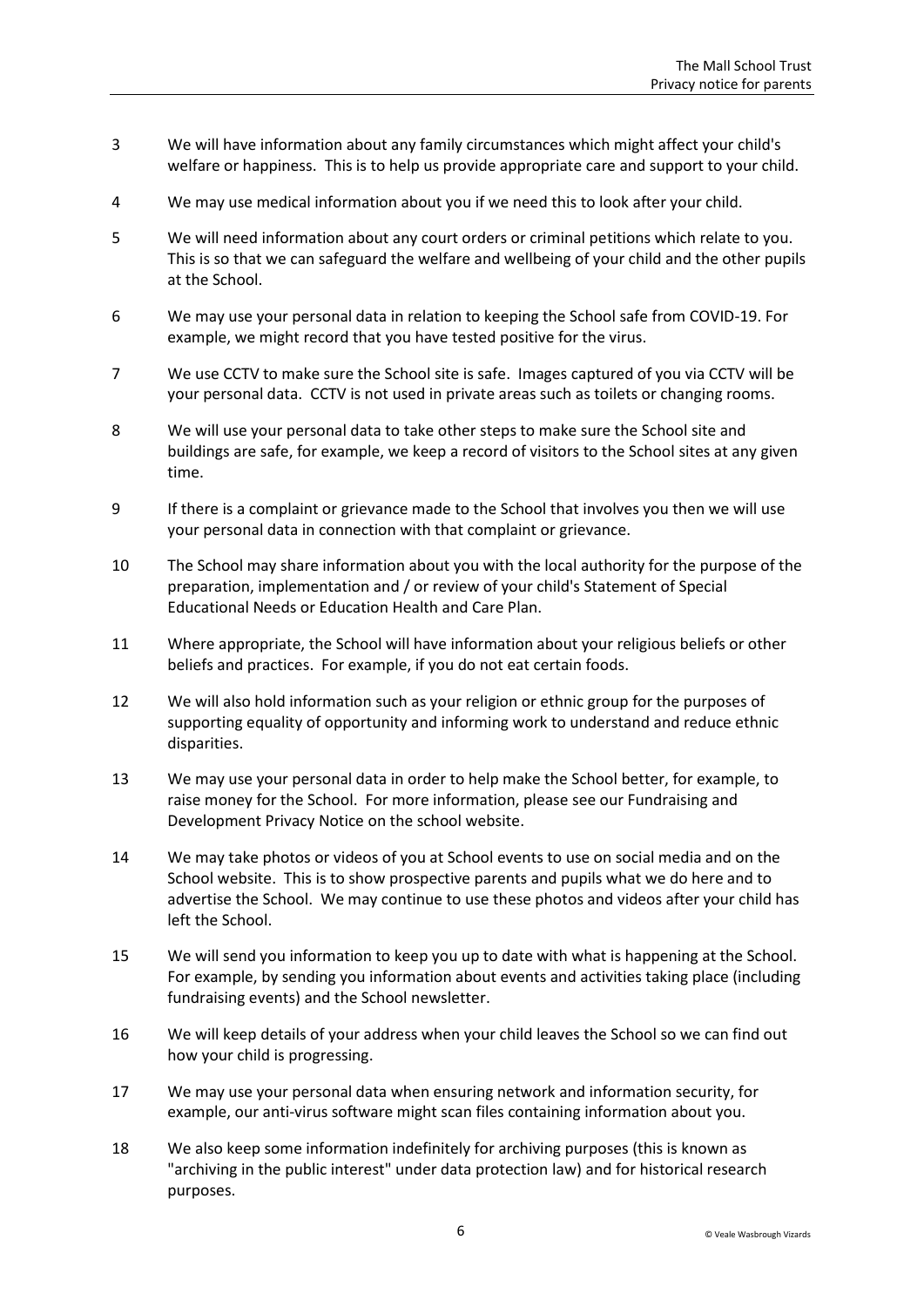3 We will have information about any family circumstances which might affect your child's welfare or happiness. This is to help us provide appropriate care and support to your child.

4 We may use medical information about you if we need this to look after your child.

5 We will need information about any court orders or criminal petitions which relate to you. This is so that we can safeguard the welfare and wellbeing of your child and the other pupils at the School.

6 We may use your personal data in relation to keeping the School safe from COVID-19. For example, we might record that you have tested positive for the virus.

7 We use CCTV to make sure the School site is safe. Images captured of you via CCTV will be your personal data. CCTV is not used in private areas such as toilets or changing rooms.

8 We will use your personal data to take other steps to make sure the School site and buildings are safe, for example, we keep a record of visitors to the School sites at any given time.

9 If there is a complaint or grievance made to the School that involves you then we will use your personal data in connection with that complaint or grievance.

10 The School may share information about you with the local authority for the purpose of the preparation, implementation and / or review of your child's Statement of Special Educational Needs or Education Health and Care Plan.

11 Where appropriate, the School will have information about your religious beliefs or other beliefs and practices. For example, if you do not eat certain foods.

12 We will also hold information such as your religion or ethnic group for the purposes of supporting equality of opportunity and informing work to understand and reduce ethnic disparities.

13 We may use your personal data in order to help make the School better, for example, to raise money for the School. For more information, please see our Fundraising and Development Privacy Notice on the school website.

14 We may take photos or videos of you at School events to use on social media and on the School website. This is to show prospective parents and pupils what we do here and to advertise the School. We may continue to use these photos and videos after your child has left the School.

15 We will send you information to keep you up to date with what is happening at the School. For example, by sending you information about events and activities taking place (including fundraising events) and the School newsletter.

16 We will keep details of your address when your child leaves the School so we can find out how your child is progressing.

17 We may use your personal data when ensuring network and information security, for example, our anti-virus software might scan files containing information about you.

18 We also keep some information indefinitely for archiving purposes (this is known as "archiving in the public interest" under data protection law) and for historical research purposes.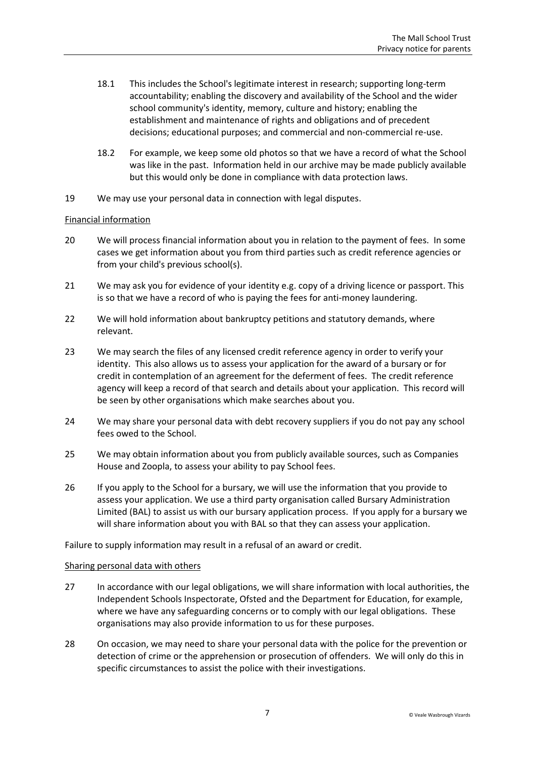18.1 This includes the School's legitimate interest in research; supporting long-term accountability; enabling the discovery and availability of the School and the wider school community's identity, memory, culture and history; enabling the establishment and maintenance of rights and obligations and of precedent decisions; educational purposes; and commercial and non-commercial re-use.

18.2 For example, we keep some old photos so that we have a record of what the School was like in the past. Information held in our archive may be made publicly available but this would only be done in compliance with data protection laws.

19 We may use your personal data in connection with legal disputes.

Financial information

20 We will process financial information about you in relation to the payment of fees. In some cases we get information about you from third parties such as credit reference agencies or from your child's previous school(s).

21 We may ask you for evidence of your identity e.g. copy of a driving licence or passport. This is so that we have a record of who is paying the fees for anti-money laundering.

22 We will hold information about bankruptcy petitions and statutory demands, where relevant.

23 We may search the files of any licensed credit reference agency in order to verify your identity. This also allows us to assess your application for the award of a bursary or for credit in contemplation of an agreement for the deferment of fees. The credit reference agency will keep a record of that search and details about your application. This record will be seen by other organisations which make searches about you.

24 We may share your personal data with debt recovery suppliers if you do not pay any school fees owed to the School.

25 We may obtain information about you from publicly available sources, such as Companies House and Zoopla, to assess your ability to pay School fees.

26 If you apply to the School for a bursary, we will use the information that you provide to assess your application. We use a third party organisation called Bursary Administration Limited (BAL) to assist us with our bursary application process. If you apply for a bursary we will share information about you with BAL so that they can assess your application.

Failure to supply information may result in a refusal of an award or credit.

Sharing personal data with others

27 In accordance with our legal obligations, we will share information with local authorities, the Independent Schools Inspectorate, Ofsted and the Department for Education, for example, where we have any safeguarding concerns or to comply with our legal obligations. These organisations may also provide information to us for these purposes.

28 On occasion, we may need to share your personal data with the police for the prevention or detection of crime or the apprehension or prosecution of offenders. We will only do this in specific circumstances to assist the police with their investigations.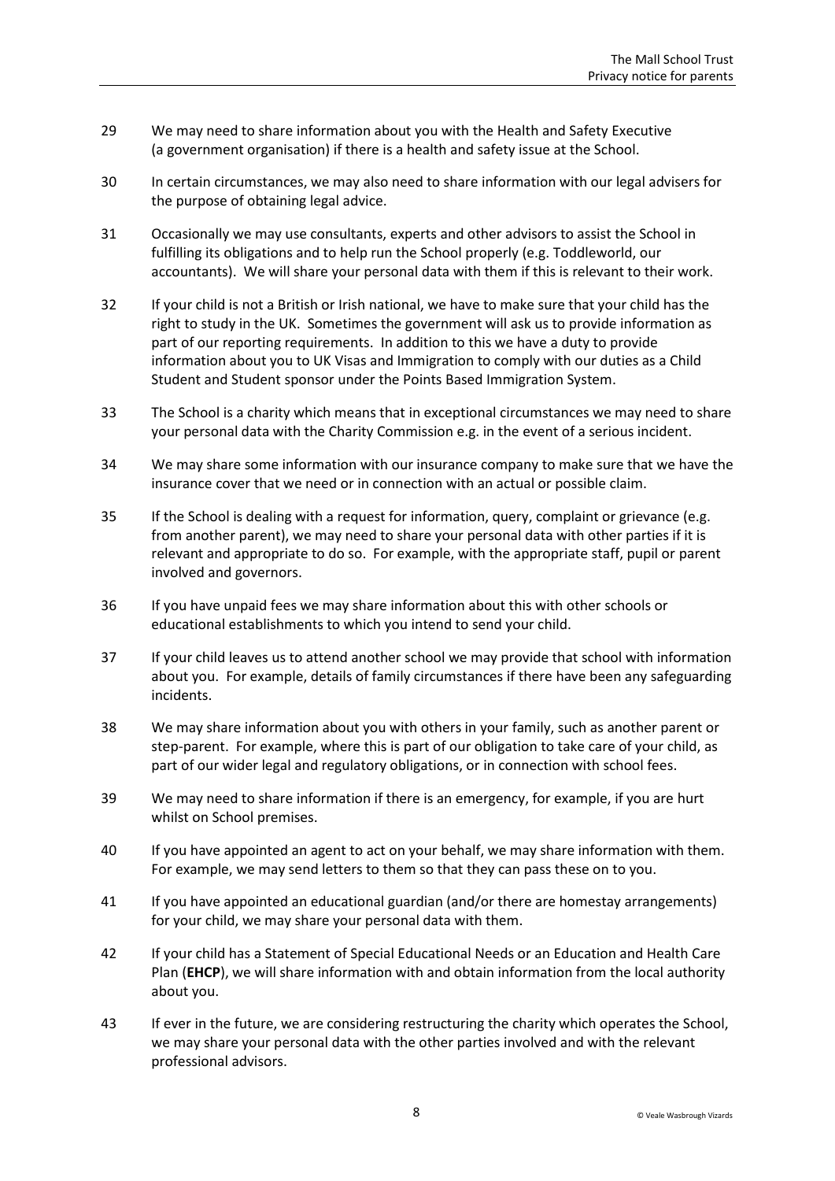29 We may need to share information about you with the Health and Safety Executive (a government organisation) if there is a health and safety issue at the School.

30 In certain circumstances, we may also need to share information with our legal advisers for the purpose of obtaining legal advice.

31 Occasionally we may use consultants, experts and other advisors to assist the School in fulfilling its obligations and to help run the School properly (e.g. Toddleworld, our accountants). We will share your personal data with them if this is relevant to their work.

32 If your child is not a British or Irish national, we have to make sure that your child has the right to study in the UK. Sometimes the government will ask us to provide information as part of our reporting requirements. In addition to this we have a duty to provide information about you to UK Visas and Immigration to comply with our duties as a Child Student and Student sponsor under the Points Based Immigration System.

33 The School is a charity which means that in exceptional circumstances we may need to share your personal data with the Charity Commission e.g. in the event of a serious incident.

34 We may share some information with our insurance company to make sure that we have the insurance cover that we need or in connection with an actual or possible claim.

35 If the School is dealing with a request for information, query, complaint or grievance (e.g. from another parent), we may need to share your personal data with other parties if it is relevant and appropriate to do so. For example, with the appropriate staff, pupil or parent involved and governors.

36 If you have unpaid fees we may share information about this with other schools or educational establishments to which you intend to send your child.

37 If your child leaves us to attend another school we may provide that school with information about you. For example, details of family circumstances if there have been any safeguarding incidents.

38 We may share information about you with others in your family, such as another parent or step-parent. For example, where this is part of our obligation to take care of your child, as part of our wider legal and regulatory obligations, or in connection with school fees.

39 We may need to share information if there is an emergency, for example, if you are hurt whilst on School premises.

40 If you have appointed an agent to act on your behalf, we may share information with them. For example, we may send letters to them so that they can pass these on to you.

41 If you have appointed an educational guardian (and/or there are homestay arrangements) for your child, we may share your personal data with them.

42 If your child has a Statement of Special Educational Needs or an Education and Health Care Plan (**EHCP**), we will share information with and obtain information from the local authority about you.

43 If ever in the future, we are considering restructuring the charity which operates the School, we may share your personal data with the other parties involved and with the relevant professional advisors.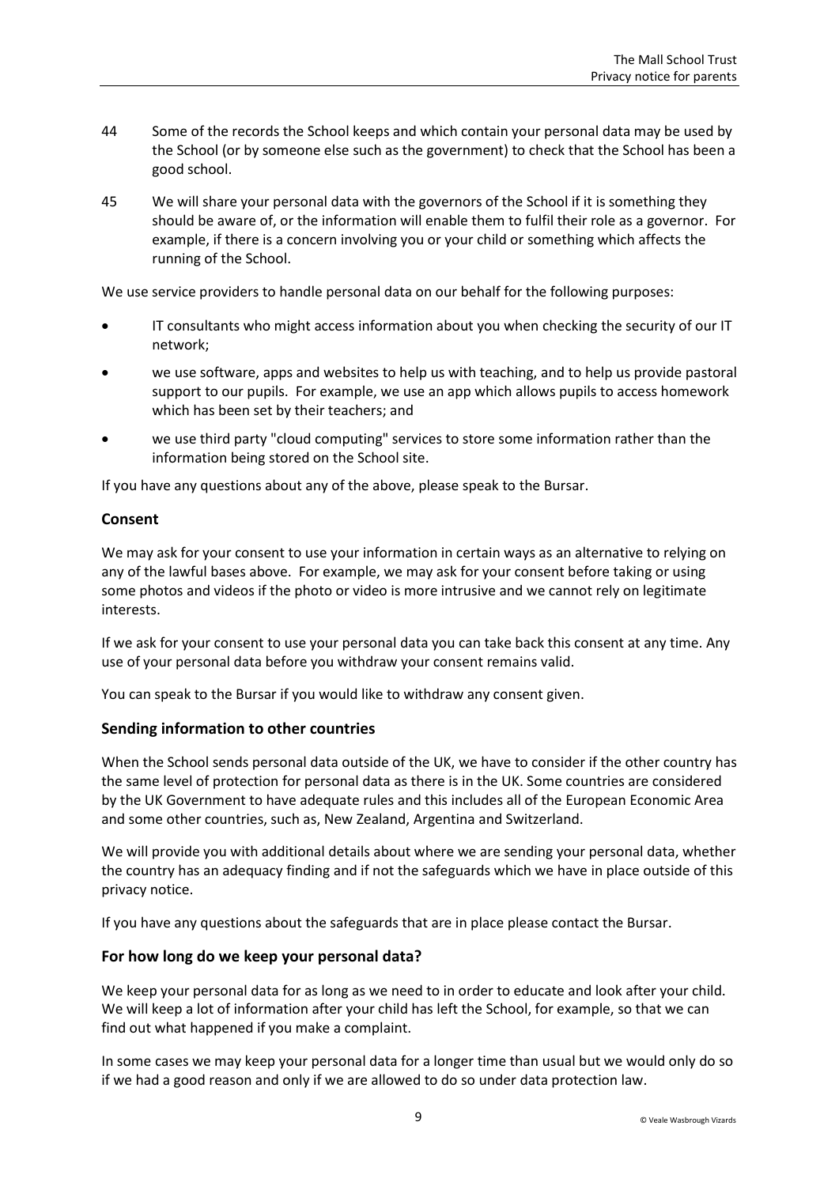44 Some of the records the School keeps and which contain your personal data may be used by the School (or by someone else such as the government) to check that the School has been a good school.

45 We will share your personal data with the governors of the School if it is something they should be aware of, or the information will enable them to fulfil their role as a governor. For example, if there is a concern involving you or your child or something which affects the running of the School.

We use service providers to handle personal data on our behalf for the following purposes:

- IT consultants who might access information about you when checking the security of our IT network;
- we use software, apps and websites to help us with teaching, and to help us provide pastoral support to our pupils. For example, we use an app which allows pupils to access homework which has been set by their teachers; and
- we use third party "cloud computing" services to store some information rather than the information being stored on the School site.

If you have any questions about any of the above, please speak to the Bursar.

## Consent

We may ask for your consent to use your information in certain ways as an alternative to relying on any of the lawful bases above. For example, we may ask for your consent before taking or using some photos and videos if the photo or video is more intrusive and we cannot rely on legitimate interests.

If we ask for your consent to use your personal data you can take back this consent at any time. Any use of your personal data before you withdraw your consent remains valid.

You can speak to the Bursar if you would like to withdraw any consent given.

## Sending information to other countries

When the School sends personal data outside of the UK, we have to consider if the other country has the same level of protection for personal data as there is in the UK. Some countries are considered by the UK Government to have adequate rules and this includes all of the European Economic Area and some other countries, such as, New Zealand, Argentina and Switzerland.

We will provide you with additional details about where we are sending your personal data, whether the country has an adequacy finding and if not the safeguards which we have in place outside of this privacy notice.

If you have any questions about the safeguards that are in place please contact the Bursar.

## For how long do we keep your personal data?

We keep your personal data for as long as we need to in order to educate and look after your child. We will keep a lot of information after your child has left the School, for example, so that we can find out what happened if you make a complaint.

In some cases we may keep your personal data for a longer time than usual but we would only do so if we had a good reason and only if we are allowed to do so under data protection law.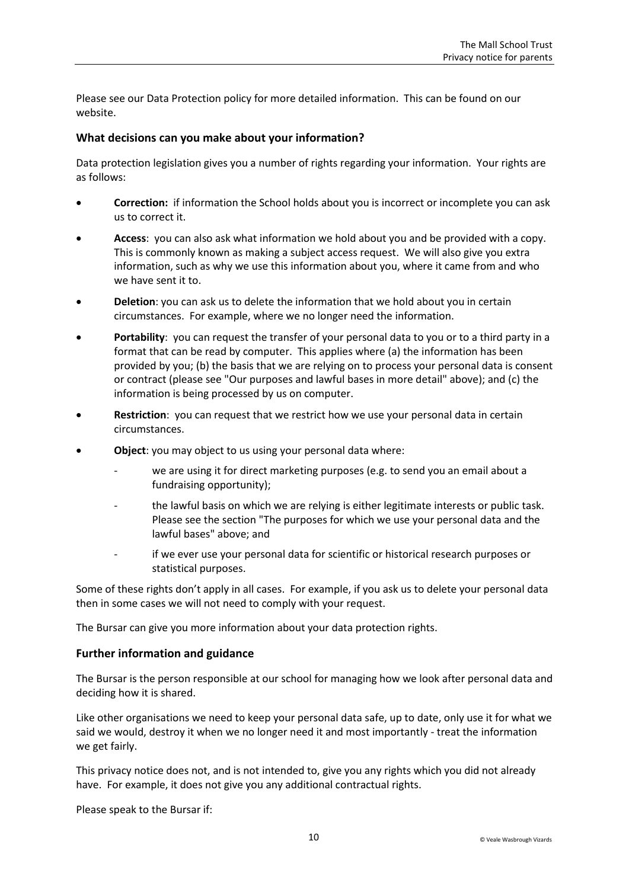Please see our Data Protection policy for more detailed information. This can be found on our website.

### What decisions can you make about your information?

Data protection legislation gives you a number of rights regarding your information. Your rights are as follows:

- **Correction:** if information the School holds about you is incorrect or incomplete you can ask us to correct it.
- **Access**: you can also ask what information we hold about you and be provided with a copy. This is commonly known as making a subject access request. We will also give you extra information, such as why we use this information about you, where it came from and who we have sent it to.
- **Deletion**: you can ask us to delete the information that we hold about you in certain circumstances. For example, where we no longer need the information.
- **Portability**: you can request the transfer of your personal data to you or to a third party in a format that can be read by computer. This applies where (a) the information has been provided by you; (b) the basis that we are relying on to process your personal data is consent or contract (please see "Our purposes and lawful bases in more detail" above); and (c) the information is being processed by us on computer.
- **Restriction**: you can request that we restrict how we use your personal data in certain circumstances.
- **Object**: you may object to us using your personal data where:
  - we are using it for direct marketing purposes (e.g. to send you an email about a fundraising opportunity);
  - the lawful basis on which we are relying is either legitimate interests or public task. Please see the section "The purposes for which we use your personal data and the lawful bases" above; and
  - if we ever use your personal data for scientific or historical research purposes or statistical purposes.

Some of these rights don't apply in all cases. For example, if you ask us to delete your personal data then in some cases we will not need to comply with your request.

The Bursar can give you more information about your data protection rights.

### Further information and guidance

The Bursar is the person responsible at our school for managing how we look after personal data and deciding how it is shared.

Like other organisations we need to keep your personal data safe, up to date, only use it for what we said we would, destroy it when we no longer need it and most importantly - treat the information we get fairly.

This privacy notice does not, and is not intended to, give you any rights which you did not already have. For example, it does not give you any additional contractual rights.

Please speak to the Bursar if: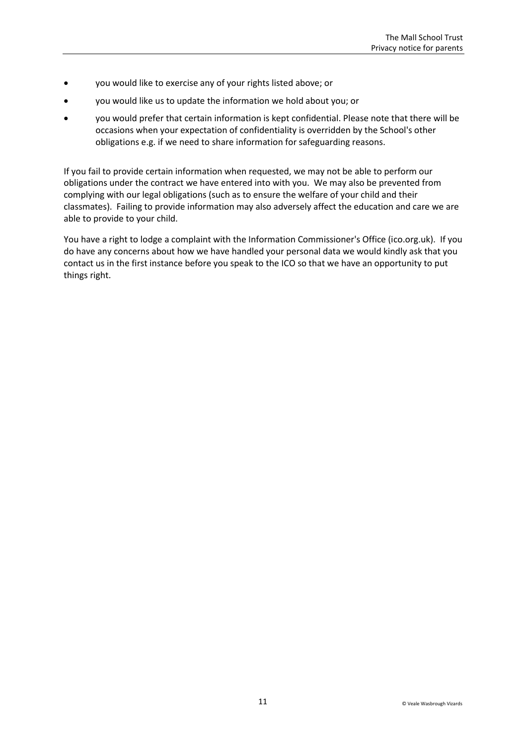- you would like to exercise any of your rights listed above; or
- you would like us to update the information we hold about you; or
- you would prefer that certain information is kept confidential. Please note that there will be occasions when your expectation of confidentiality is overridden by the School's other obligations e.g. if we need to share information for safeguarding reasons.

If you fail to provide certain information when requested, we may not be able to perform our obligations under the contract we have entered into with you. We may also be prevented from complying with our legal obligations (such as to ensure the welfare of your child and their classmates). Failing to provide information may also adversely affect the education and care we are able to provide to your child.

You have a right to lodge a complaint with the Information Commissioner's Office (ico.org.uk). If you do have any concerns about how we have handled your personal data we would kindly ask that you contact us in the first instance before you speak to the ICO so that we have an opportunity to put things right.